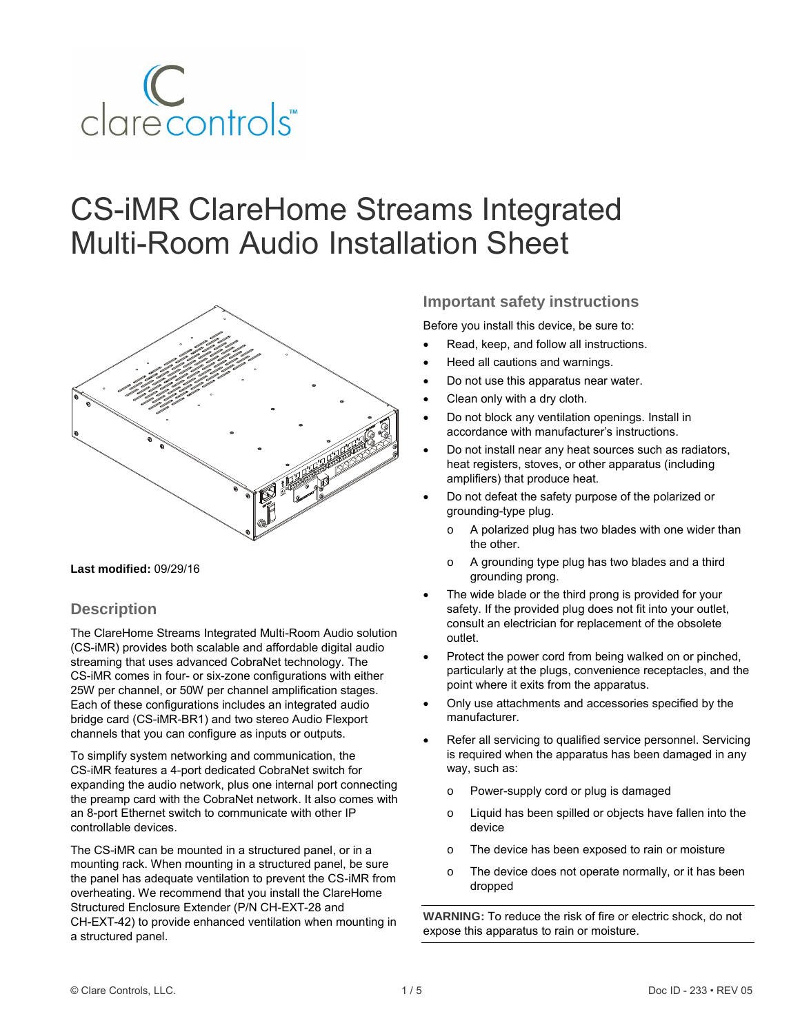# CS-iMR ClareHome Streams Integrated Multi-Room Audio Installation Sheet

**Last modified:** 09/29/16

## Description

The ClareHome Streams Integrated Multi-Room Audio solution (CS-iMR) provides both scalable and affordable digital audio streaming that uses advanced CobraNet technology. The CS-iMR comes in four- or six-zone configurations with either 25W per channel, or 50W per channel amplification stages. Each of these configurations includes an integrated audio bridge card (CS-iMR-BR1) and two stereo Audio Flexport channels that you can configure as inputs or outputs.

To simplify system networking and communication, the CS-iMR features a 4-port dedicated CobraNet switch for expanding the audio network, plus one internal port connecting the preamp card with the CobraNet network. It also comes with an 8-port Ethernet switch to communicate with other IP controllable devices.

The CS-iMR can be mounted in a structured panel, or in a mounting rack. When mounting in a structured panel, be sure the panel has adequate ventilation to prevent the CS-iMR from overheating. We recommend that you install the ClareHome Structured Enclosure Extender (P/N CH-EXT-28 and CH-EXT-42) to provide enhanced ventilation when mounting in a structured panel.

## Important safety instructions

Before you install this device, be sure to:

- Read, keep, and follow all instructions.
- Heed all cautions and warnings.
- Do not use this apparatus near water.
- Clean only with a dry cloth.
- Do not block any ventilation openings. Install in accordance with manufacturer's instructions.
- Do not install near any heat sources such as radiators, heat registers, stoves, or other apparatus (including amplifiers) that produce heat.
- Do not defeat the safety purpose of the polarized or grounding-type plug.
  - A polarized plug has two blades with one wider than the other.
  - A grounding type plug has two blades and a third grounding prong.
- The wide blade or the third prong is provided for your safety. If the provided plug does not fit into your outlet, consult an electrician for replacement of the obsolete outlet.
- Protect the power cord from being walked on or pinched, particularly at the plugs, convenience receptacles, and the point where it exits from the apparatus.
- Only use attachments and accessories specified by the manufacturer.
- Refer all servicing to qualified service personnel. Servicing is required when the apparatus has been damaged in any way, such as:
  - Power-supply cord or plug is damaged
  - Liquid has been spilled or objects have fallen into the device
  - The device has been exposed to rain or moisture
  - The device does not operate normally, or it has been dropped

**WARNING:** To reduce the risk of fire or electric shock, do not expose this apparatus to rain or moisture.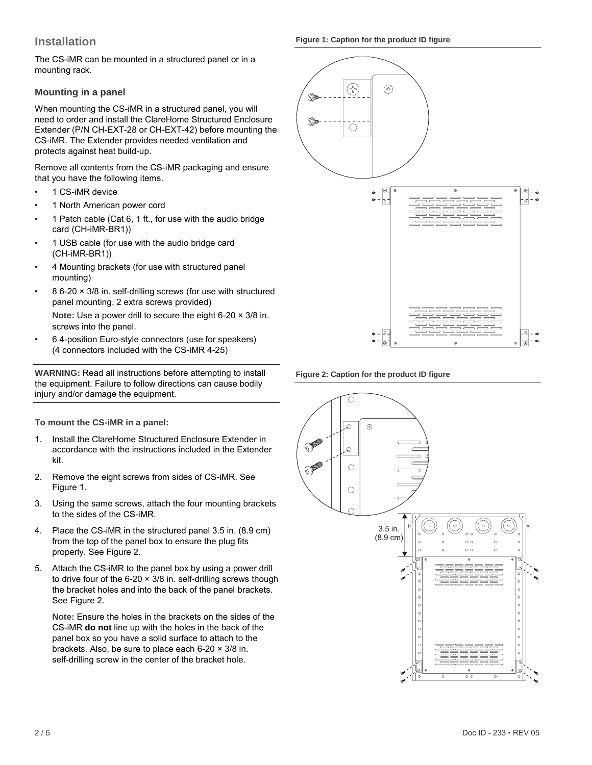## Installation

The CS-iMR can be mounted in a structured panel or in a mounting rack.

### Mounting in a panel

When mounting the CS-iMR in a structured panel, you will need to order and install the ClareHome Structured Enclosure Extender (P/N CH-EXT-28 or CH-EXT-42) before mounting the CS-iMR. The Extender provides needed ventilation and protects against heat build-up.

Remove all contents from the CS-iMR packaging and ensure that you have the following items.

- 1 CS-iMR device
- 1 North American power cord
- 1 Patch cable (Cat 6, 1 ft., for use with the audio bridge card (CH-iMR-BR1))
- 1 USB cable (for use with the audio bridge card (CH-iMR-BR1))
- 4 Mounting brackets (for use with structured panel mounting)
- 8 6-20 × 3/8 in. self-drilling screws (for use with structured panel mounting, 2 extra screws provided)

  **Note:** Use a power drill to secure the eight 6-20 × 3/8 in. screws into the panel.
- 6 4-position Euro-style connectors (use for speakers) (4 connectors included with the CS-iMR 4-25)

**WARNING:** Read all instructions before attempting to install the equipment. Failure to follow directions can cause bodily injury and/or damage the equipment.

**To mount the CS-iMR in a panel:**

1. Install the ClareHome Structured Enclosure Extender in accordance with the instructions included in the Extender kit.
2. Remove the eight screws from sides of CS-iMR. See Figure 1.
3. Using the same screws, attach the four mounting brackets to the sides of the CS-iMR.
4. Place the CS-iMR in the structured panel 3.5 in. (8.9 cm) from the top of the panel box to ensure the plug fits properly. See Figure 2.
5. Attach the CS-iMR to the panel box by using a power drill to drive four of the 6-20 × 3/8 in. self-drilling screws though the bracket holes and into the back of the panel brackets. See Figure 2.

   **Note:** Ensure the holes in the brackets on the sides of the CS-iMR **do not** line up with the holes in the back of the panel box so you have a solid surface to attach to the brackets. Also, be sure to place each 6-20 × 3/8 in. self-drilling screw in the center of the bracket hole.

**Figure 1: Caption for the product ID figure**

**Figure 2: Caption for the product ID figure**

3.5 in. (8.9 cm)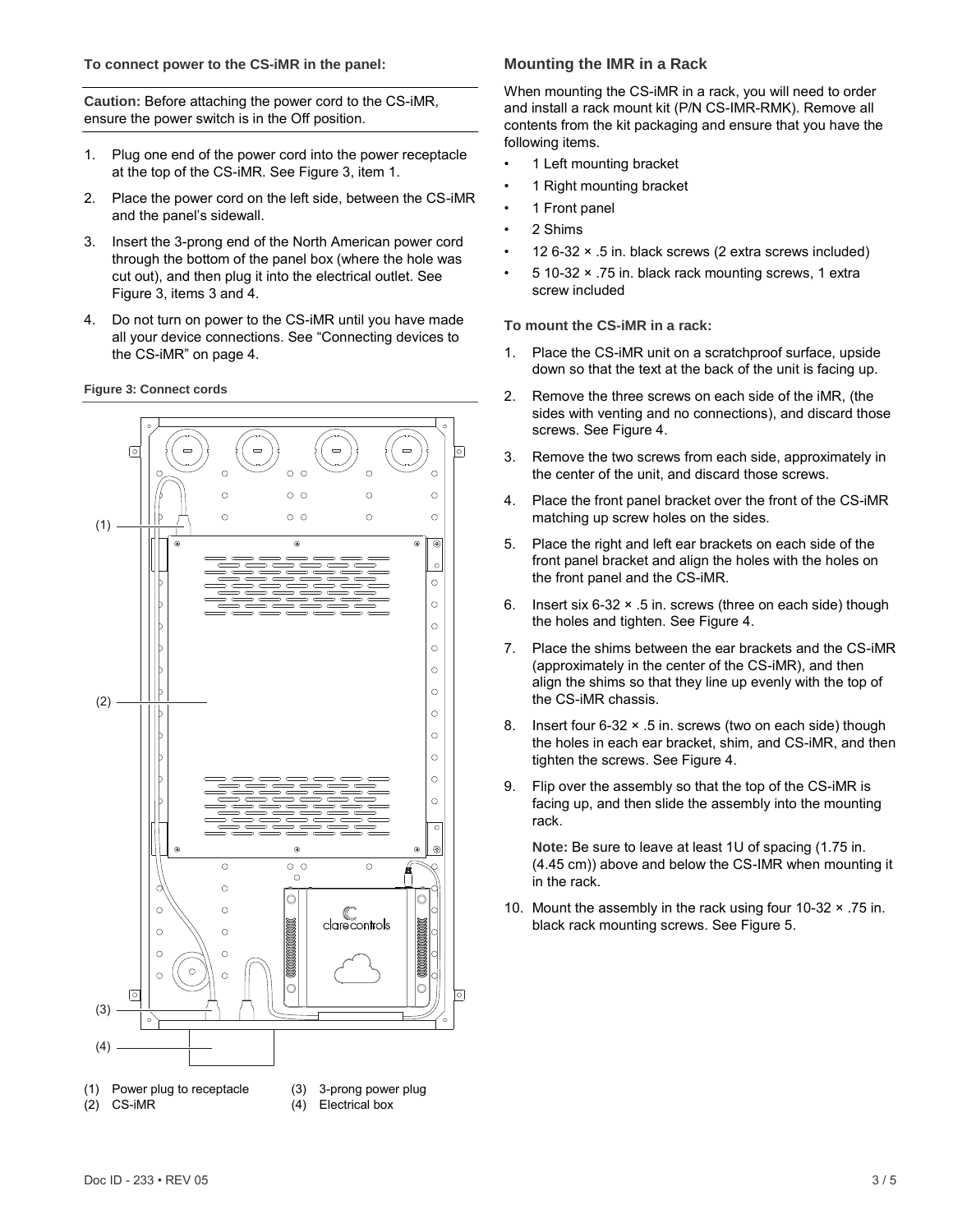**To connect power to the CS-iMR in the panel:**

**Caution:** Before attaching the power cord to the CS-iMR, ensure the power switch is in the Off position.

1. Plug one end of the power cord into the power receptacle at the top of the CS-iMR. See Figure 3, item 1.
2. Place the power cord on the left side, between the CS-iMR and the panel's sidewall.
3. Insert the 3-prong end of the North American power cord through the bottom of the panel box (where the hole was cut out), and then plug it into the electrical outlet. See Figure 3, items 3 and 4.
4. Do not turn on power to the CS-iMR until you have made all your device connections. See "Connecting devices to the CS-iMR" on page 4.

**Figure 3: Connect cords**

(1) Power plug to receptacle
(2) CS-iMR
(3) 3-prong power plug
(4) Electrical box

## Mounting the IMR in a Rack

When mounting the CS-iMR in a rack, you will need to order and install a rack mount kit (P/N CS-IMR-RMK). Remove all contents from the kit packaging and ensure that you have the following items.

- 1 Left mounting bracket
- 1 Right mounting bracket
- 1 Front panel
- 2 Shims
- 12 6-32 × .5 in. black screws (2 extra screws included)
- 5 10-32 × .75 in. black rack mounting screws, 1 extra screw included

**To mount the CS-iMR in a rack:**

1. Place the CS-iMR unit on a scratchproof surface, upside down so that the text at the back of the unit is facing up.
2. Remove the three screws on each side of the iMR, (the sides with venting and no connections), and discard those screws. See Figure 4.
3. Remove the two screws from each side, approximately in the center of the unit, and discard those screws.
4. Place the front panel bracket over the front of the CS-iMR matching up screw holes on the sides.
5. Place the right and left ear brackets on each side of the front panel bracket and align the holes with the holes on the front panel and the CS-iMR.
6. Insert six 6-32 × .5 in. screws (three on each side) though the holes and tighten. See Figure 4.
7. Place the shims between the ear brackets and the CS-iMR (approximately in the center of the CS-iMR), and then align the shims so that they line up evenly with the top of the CS-iMR chassis.
8. Insert four 6-32 × .5 in. screws (two on each side) though the holes in each ear bracket, shim, and CS-iMR, and then tighten the screws. See Figure 4.
9. Flip over the assembly so that the top of the CS-iMR is facing up, and then slide the assembly into the mounting rack.

   **Note:** Be sure to leave at least 1U of spacing (1.75 in. (4.45 cm)) above and below the CS-IMR when mounting it in the rack.

10. Mount the assembly in the rack using four 10-32 × .75 in. black rack mounting screws. See Figure 5.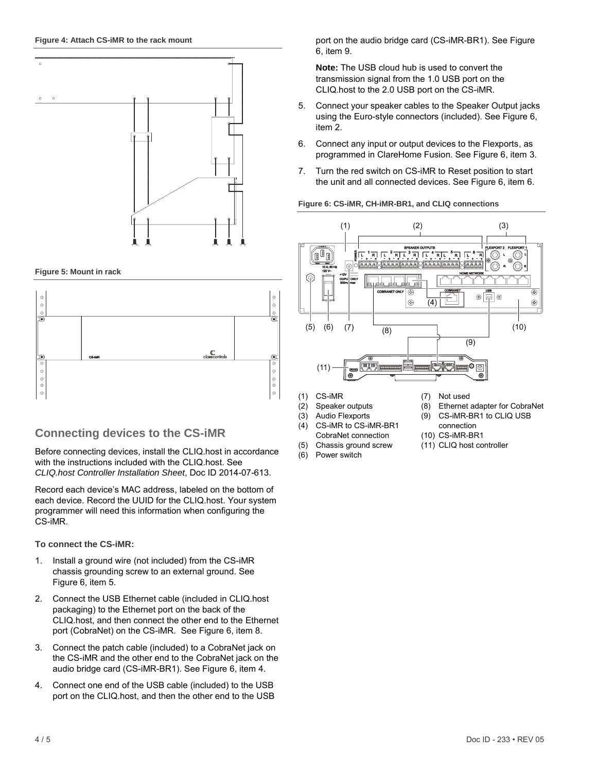**Figure 4: Attach CS-iMR to the rack mount**

**Figure 5: Mount in rack**

## Connecting devices to the CS-iMR

Before connecting devices, install the CLIQ.host in accordance with the instructions included with the CLIQ.host. See *CLIQ.host Controller Installation Sheet*, Doc ID 2014-07-613.

Record each device's MAC address, labeled on the bottom of each device. Record the UUID for the CLIQ.host. Your system programmer will need this information when configuring the CS-iMR.

**To connect the CS-iMR:**

1. Install a ground wire (not included) from the CS-iMR chassis grounding screw to an external ground. See Figure 6, item 5.
2. Connect the USB Ethernet cable (included in CLIQ.host packaging) to the Ethernet port on the back of the CLIQ.host, and then connect the other end to the Ethernet port (CobraNet) on the CS-iMR. See Figure 6, item 8.
3. Connect the patch cable (included) to a CobraNet jack on the CS-iMR and the other end to the CobraNet jack on the audio bridge card (CS-iMR-BR1). See Figure 6, item 4.
4. Connect one end of the USB cable (included) to the USB port on the CLIQ.host, and then the other end to the USB port on the audio bridge card (CS-iMR-BR1). See Figure 6, item 9.

   **Note:** The USB cloud hub is used to convert the transmission signal from the 1.0 USB port on the CLIQ.host to the 2.0 USB port on the CS-iMR.

5. Connect your speaker cables to the Speaker Output jacks using the Euro-style connectors (included). See Figure 6, item 2.
6. Connect any input or output devices to the Flexports, as programmed in ClareHome Fusion. See Figure 6, item 3.
7. Turn the red switch on CS-iMR to Reset position to start the unit and all connected devices. See Figure 6, item 6.

**Figure 6: CS-iMR, CH-iMR-BR1, and CLIQ connections**

(1) CS-iMR
(2) Speaker outputs
(3) Audio Flexports
(4) CS-iMR to CS-iMR-BR1 CobraNet connection
(5) Chassis ground screw
(6) Power switch
(7) Not used
(8) Ethernet adapter for CobraNet
(9) CS-iMR-BR1 to CLIQ USB connection
(10) CS-iMR-BR1
(11) CLIQ host controller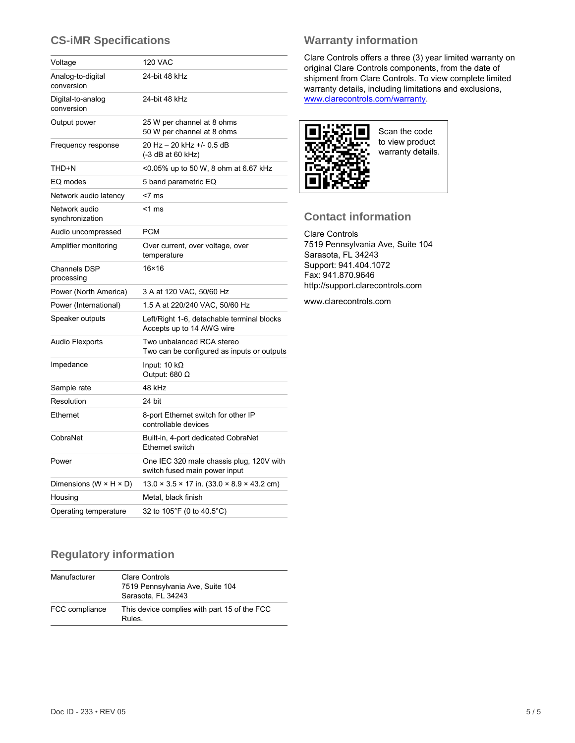## CS-iMR Specifications

| | |
|---|---|
| Voltage | 120 VAC |
| Analog-to-digital conversion | 24-bit 48 kHz |
| Digital-to-analog conversion | 24-bit 48 kHz |
| Output power | 25 W per channel at 8 ohms<br>50 W per channel at 8 ohms |
| Frequency response | 20 Hz – 20 kHz +/- 0.5 dB<br>(-3 dB at 60 kHz) |
| THD+N | <0.05% up to 50 W, 8 ohm at 6.67 kHz |
| EQ modes | 5 band parametric EQ |
| Network audio latency | <7 ms |
| Network audio synchronization | <1 ms |
| Audio uncompressed | PCM |
| Amplifier monitoring | Over current, over voltage, over temperature |
| Channels DSP processing | 16×16 |
| Power (North America) | 3 A at 120 VAC, 50/60 Hz |
| Power (International) | 1.5 A at 220/240 VAC, 50/60 Hz |
| Speaker outputs | Left/Right 1-6, detachable terminal blocks<br>Accepts up to 14 AWG wire |
| Audio Flexports | Two unbalanced RCA stereo<br>Two can be configured as inputs or outputs |
| Impedance | Input: 10 kΩ<br>Output: 680 Ω |
| Sample rate | 48 kHz |
| Resolution | 24 bit |
| Ethernet | 8-port Ethernet switch for other IP controllable devices |
| CobraNet | Built-in, 4-port dedicated CobraNet Ethernet switch |
| Power | One IEC 320 male chassis plug, 120V with switch fused main power input |
| Dimensions (W × H × D) | 13.0 × 3.5 × 17 in. (33.0 × 8.9 × 43.2 cm) |
| Housing | Metal, black finish |
| Operating temperature | 32 to 105°F (0 to 40.5°C) |

## Regulatory information

| | |
|---|---|
| Manufacturer | Clare Controls<br>7519 Pennsylvania Ave, Suite 104<br>Sarasota, FL 34243 |
| FCC compliance | This device complies with part 15 of the FCC Rules. |

## Warranty information

Clare Controls offers a three (3) year limited warranty on original Clare Controls components, from the date of shipment from Clare Controls. To view complete limited warranty details, including limitations and exclusions, www.clarecontrols.com/warranty.

Scan the code to view product warranty details.

## Contact information

Clare Controls
7519 Pennsylvania Ave, Suite 104
Sarasota, FL 34243
Support: 941.404.1072
Fax: 941.870.9646
http://support.clarecontrols.com

www.clarecontrols.com

Doc ID - 233 • REV 05